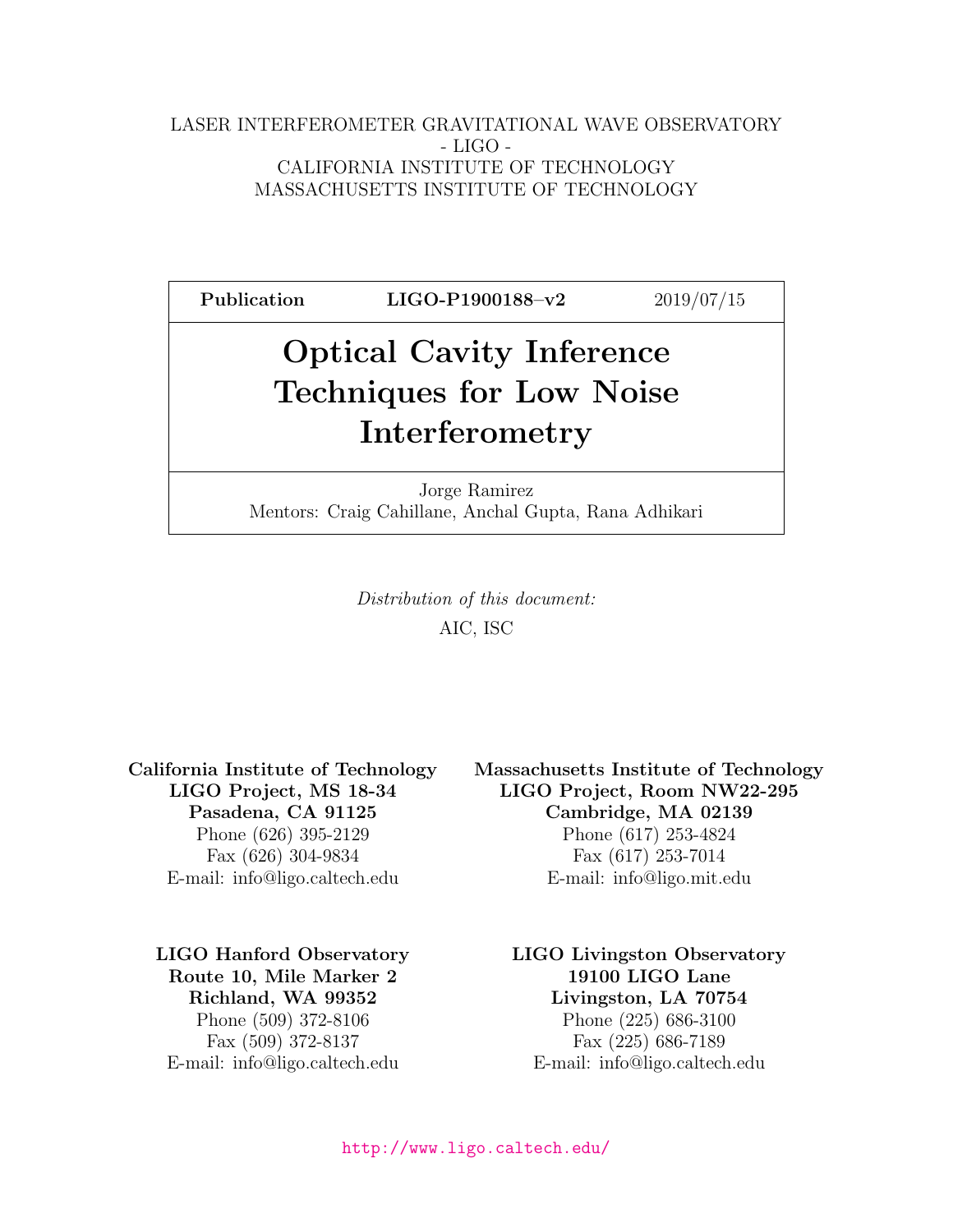LASER INTERFEROMETER GRAVITATIONAL WAVE OBSERVATORY
- LIGO -
CALIFORNIA INSTITUTE OF TECHNOLOGY
MASSACHUSETTS INSTITUTE OF TECHNOLOGY

| **Publication** | **LIGO-P1900188–v2** | 2019/07/15 |
|---|---|---|

# Optical Cavity Inference Techniques for Low Noise Interferometry

Jorge Ramirez
Mentors: Craig Cahillane, Anchal Gupta, Rana Adhikari

*Distribution of this document:*

AIC, ISC

**California Institute of Technology**
**LIGO Project, MS 18-34**
**Pasadena, CA 91125**
Phone (626) 395-2129
Fax (626) 304-9834
E-mail: info@ligo.caltech.edu

**Massachusetts Institute of Technology**
**LIGO Project, Room NW22-295**
**Cambridge, MA 02139**
Phone (617) 253-4824
Fax (617) 253-7014
E-mail: info@ligo.mit.edu

**LIGO Hanford Observatory**
**Route 10, Mile Marker 2**
**Richland, WA 99352**
Phone (509) 372-8106
Fax (509) 372-8137
E-mail: info@ligo.caltech.edu

**LIGO Livingston Observatory**
**19100 LIGO Lane**
**Livingston, LA 70754**
Phone (225) 686-3100
Fax (225) 686-7189
E-mail: info@ligo.caltech.edu

http://www.ligo.caltech.edu/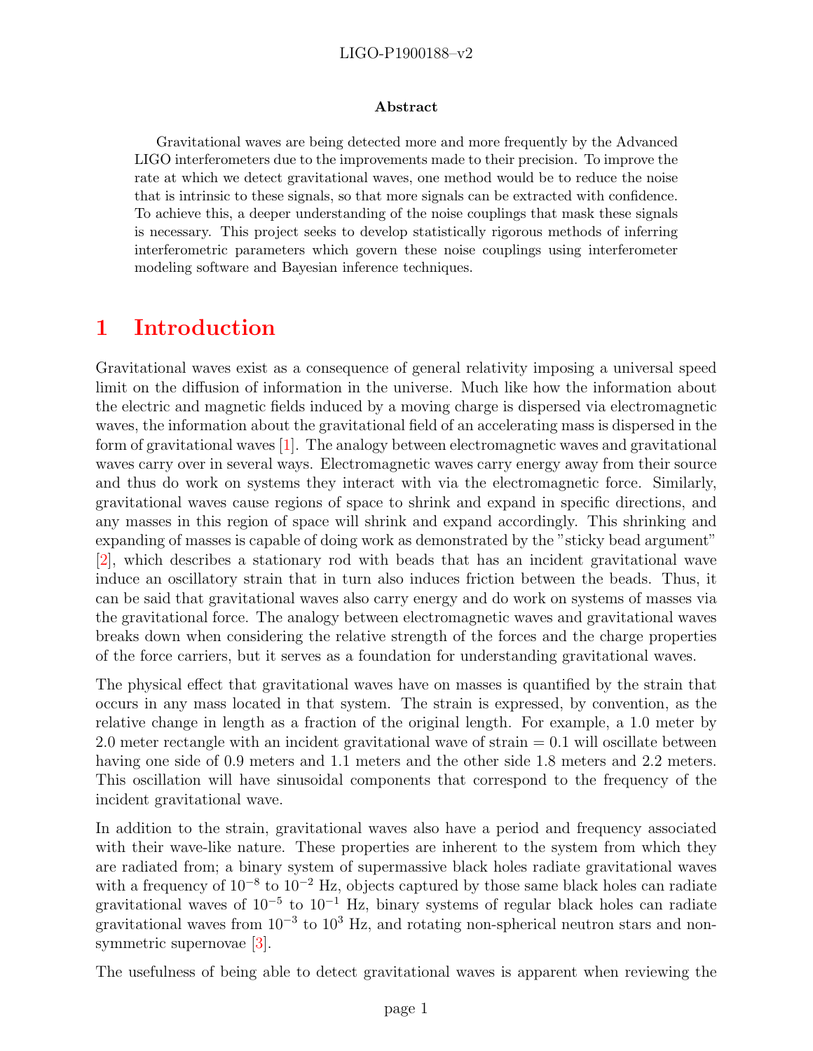LIGO-P1900188–v2

**Abstract**

Gravitational waves are being detected more and more frequently by the Advanced LIGO interferometers due to the improvements made to their precision. To improve the rate at which we detect gravitational waves, one method would be to reduce the noise that is intrinsic to these signals, so that more signals can be extracted with confidence. To achieve this, a deeper understanding of the noise couplings that mask these signals is necessary. This project seeks to develop statistically rigorous methods of inferring interferometric parameters which govern these noise couplings using interferometer modeling software and Bayesian inference techniques.

# 1 Introduction

Gravitational waves exist as a consequence of general relativity imposing a universal speed limit on the diffusion of information in the universe. Much like how the information about the electric and magnetic fields induced by a moving charge is dispersed via electromagnetic waves, the information about the gravitational field of an accelerating mass is dispersed in the form of gravitational waves [1]. The analogy between electromagnetic waves and gravitational waves carry over in several ways. Electromagnetic waves carry energy away from their source and thus do work on systems they interact with via the electromagnetic force. Similarly, gravitational waves cause regions of space to shrink and expand in specific directions, and any masses in this region of space will shrink and expand accordingly. This shrinking and expanding of masses is capable of doing work as demonstrated by the "sticky bead argument" [2], which describes a stationary rod with beads that has an incident gravitational wave induce an oscillatory strain that in turn also induces friction between the beads. Thus, it can be said that gravitational waves also carry energy and do work on systems of masses via the gravitational force. The analogy between electromagnetic waves and gravitational waves breaks down when considering the relative strength of the forces and the charge properties of the force carriers, but it serves as a foundation for understanding gravitational waves.

The physical effect that gravitational waves have on masses is quantified by the strain that occurs in any mass located in that system. The strain is expressed, by convention, as the relative change in length as a fraction of the original length. For example, a 1.0 meter by 2.0 meter rectangle with an incident gravitational wave of strain = 0.1 will oscillate between having one side of 0.9 meters and 1.1 meters and the other side 1.8 meters and 2.2 meters. This oscillation will have sinusoidal components that correspond to the frequency of the incident gravitational wave.

In addition to the strain, gravitational waves also have a period and frequency associated with their wave-like nature. These properties are inherent to the system from which they are radiated from; a binary system of supermassive black holes radiate gravitational waves with a frequency of $10^{-8}$ to $10^{-2}$ Hz, objects captured by those same black holes can radiate gravitational waves of $10^{-5}$ to $10^{-1}$ Hz, binary systems of regular black holes can radiate gravitational waves from $10^{-3}$ to $10^{3}$ Hz, and rotating non-spherical neutron stars and non-symmetric supernovae [3].

The usefulness of being able to detect gravitational waves is apparent when reviewing the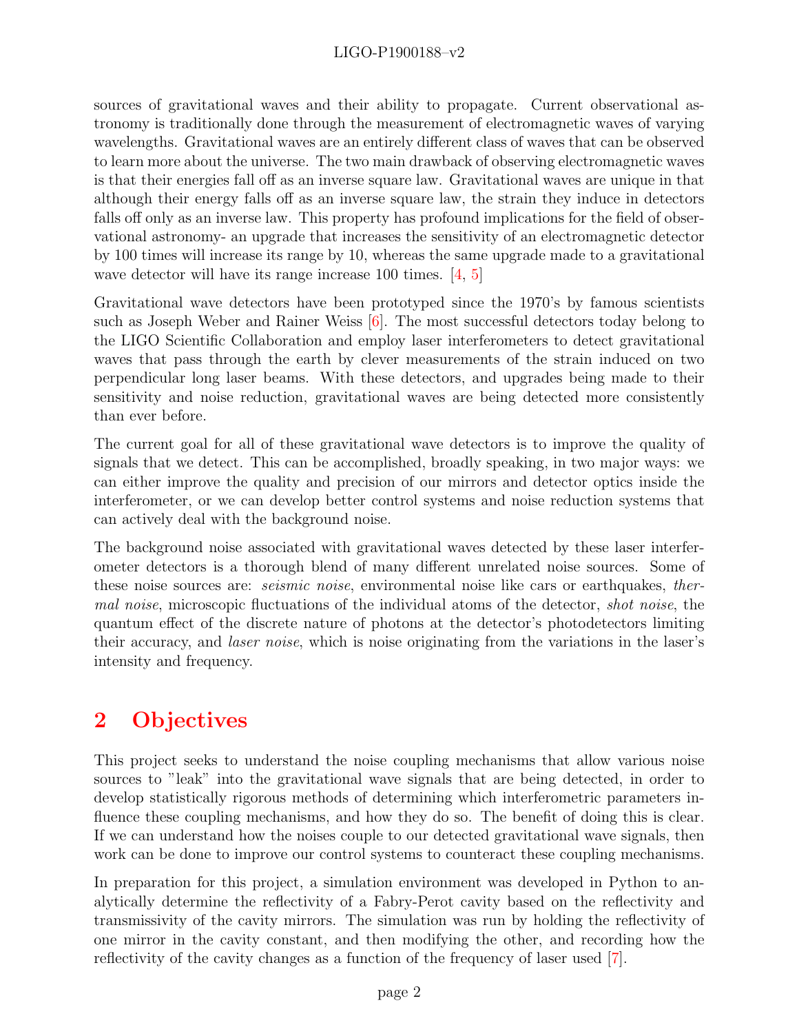sources of gravitational waves and their ability to propagate. Current observational astronomy is traditionally done through the measurement of electromagnetic waves of varying wavelengths. Gravitational waves are an entirely different class of waves that can be observed to learn more about the universe. The two main drawback of observing electromagnetic waves is that their energies fall off as an inverse square law. Gravitational waves are unique in that although their energy falls off as an inverse square law, the strain they induce in detectors falls off only as an inverse law. This property has profound implications for the field of observational astronomy- an upgrade that increases the sensitivity of an electromagnetic detector by 100 times will increase its range by 10, whereas the same upgrade made to a gravitational wave detector will have its range increase 100 times. [4, 5]

Gravitational wave detectors have been prototyped since the 1970's by famous scientists such as Joseph Weber and Rainer Weiss [6]. The most successful detectors today belong to the LIGO Scientific Collaboration and employ laser interferometers to detect gravitational waves that pass through the earth by clever measurements of the strain induced on two perpendicular long laser beams. With these detectors, and upgrades being made to their sensitivity and noise reduction, gravitational waves are being detected more consistently than ever before.

The current goal for all of these gravitational wave detectors is to improve the quality of signals that we detect. This can be accomplished, broadly speaking, in two major ways: we can either improve the quality and precision of our mirrors and detector optics inside the interferometer, or we can develop better control systems and noise reduction systems that can actively deal with the background noise.

The background noise associated with gravitational waves detected by these laser interferometer detectors is a thorough blend of many different unrelated noise sources. Some of these noise sources are: *seismic noise*, environmental noise like cars or earthquakes, *thermal noise*, microscopic fluctuations of the individual atoms of the detector, *shot noise*, the quantum effect of the discrete nature of photons at the detector's photodetectors limiting their accuracy, and *laser noise*, which is noise originating from the variations in the laser's intensity and frequency.

## 2 Objectives

This project seeks to understand the noise coupling mechanisms that allow various noise sources to "leak" into the gravitational wave signals that are being detected, in order to develop statistically rigorous methods of determining which interferometric parameters influence these coupling mechanisms, and how they do so. The benefit of doing this is clear. If we can understand how the noises couple to our detected gravitational wave signals, then work can be done to improve our control systems to counteract these coupling mechanisms.

In preparation for this project, a simulation environment was developed in Python to analytically determine the reflectivity of a Fabry-Perot cavity based on the reflectivity and transmissivity of the cavity mirrors. The simulation was run by holding the reflectivity of one mirror in the cavity constant, and then modifying the other, and recording how the reflectivity of the cavity changes as a function of the frequency of laser used [7].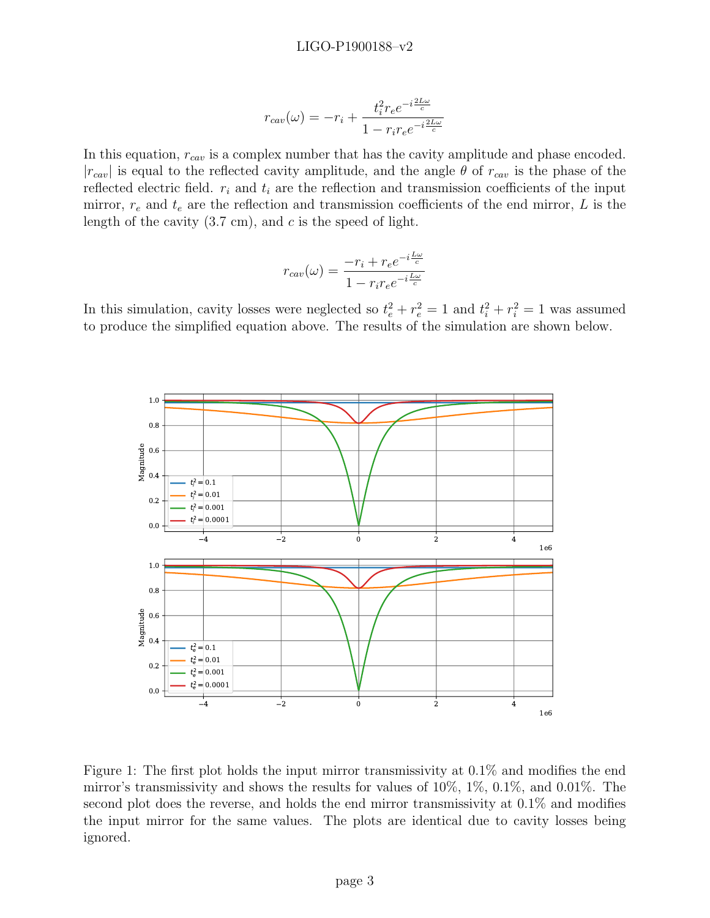$$r_{cav}(\omega) = -r_i + \frac{t_i^2 r_e e^{-i\frac{2L\omega}{c}}}{1 - r_i r_e e^{-i\frac{2L\omega}{c}}}$$

In this equation, $r_{cav}$ is a complex number that has the cavity amplitude and phase encoded. $|r_{cav}|$ is equal to the reflected cavity amplitude, and the angle $\theta$ of $r_{cav}$ is the phase of the reflected electric field. $r_i$ and $t_i$ are the reflection and transmission coefficients of the input mirror, $r_e$ and $t_e$ are the reflection and transmission coefficients of the end mirror, $L$ is the length of the cavity (3.7 cm), and $c$ is the speed of light.

$$r_{cav}(\omega) = \frac{-r_i + r_e e^{-i\frac{L\omega}{c}}}{1 - r_i r_e e^{-i\frac{L\omega}{c}}}$$

In this simulation, cavity losses were neglected so $t_e^2 + r_e^2 = 1$ and $t_i^2 + r_i^2 = 1$ was assumed to produce the simplified equation above. The results of the simulation are shown below.

Figure 1: The first plot holds the input mirror transmissivity at 0.1% and modifies the end mirror's transmissivity and shows the results for values of 10%, 1%, 0.1%, and 0.01%. The second plot does the reverse, and holds the end mirror transmissivity at 0.1% and modifies the input mirror for the same values. The plots are identical due to cavity losses being ignored.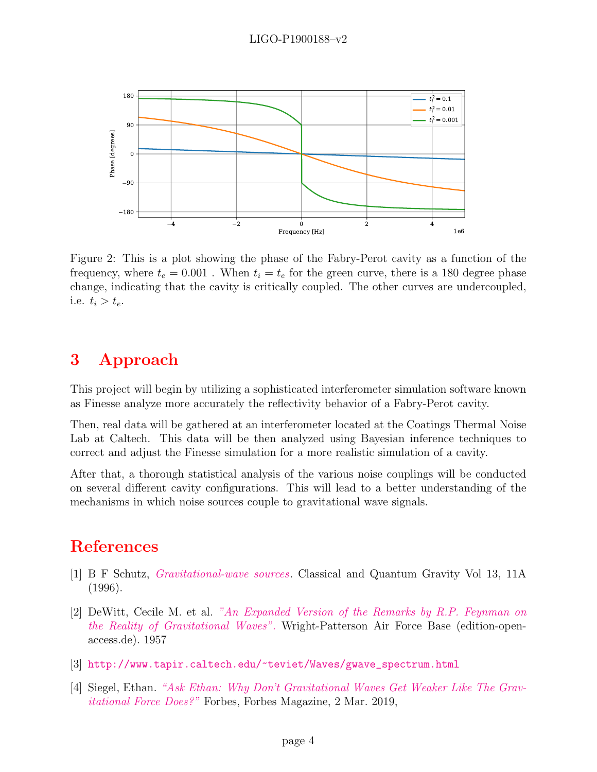Figure 2: This is a plot showing the phase of the Fabry-Perot cavity as a function of the frequency, where $t_e = 0.001$ . When $t_i = t_e$ for the green curve, there is a 180 degree phase change, indicating that the cavity is critically coupled. The other curves are undercoupled, i.e. $t_i > t_e$.

## 3 Approach

This project will begin by utilizing a sophisticated interferometer simulation software known as Finesse analyze more accurately the reflectivity behavior of a Fabry-Perot cavity.

Then, real data will be gathered at an interferometer located at the Coatings Thermal Noise Lab at Caltech. This data will be then analyzed using Bayesian inference techniques to correct and adjust the Finesse simulation for a more realistic simulation of a cavity.

After that, a thorough statistical analysis of the various noise couplings will be conducted on several different cavity configurations. This will lead to a better understanding of the mechanisms in which noise sources couple to gravitational wave signals.

## References

[1] B F Schutz, *Gravitational-wave sources*. Classical and Quantum Gravity Vol 13, 11A (1996).

[2] DeWitt, Cecile M. et al. *"An Expanded Version of the Remarks by R.P. Feynman on the Reality of Gravitational Waves"*. Wright-Patterson Air Force Base (edition-open-access.de). 1957

[3] http://www.tapir.caltech.edu/~teviet/Waves/gwave_spectrum.html

[4] Siegel, Ethan. *"Ask Ethan: Why Don't Gravitational Waves Get Weaker Like The Gravitational Force Does?"* Forbes, Forbes Magazine, 2 Mar. 2019,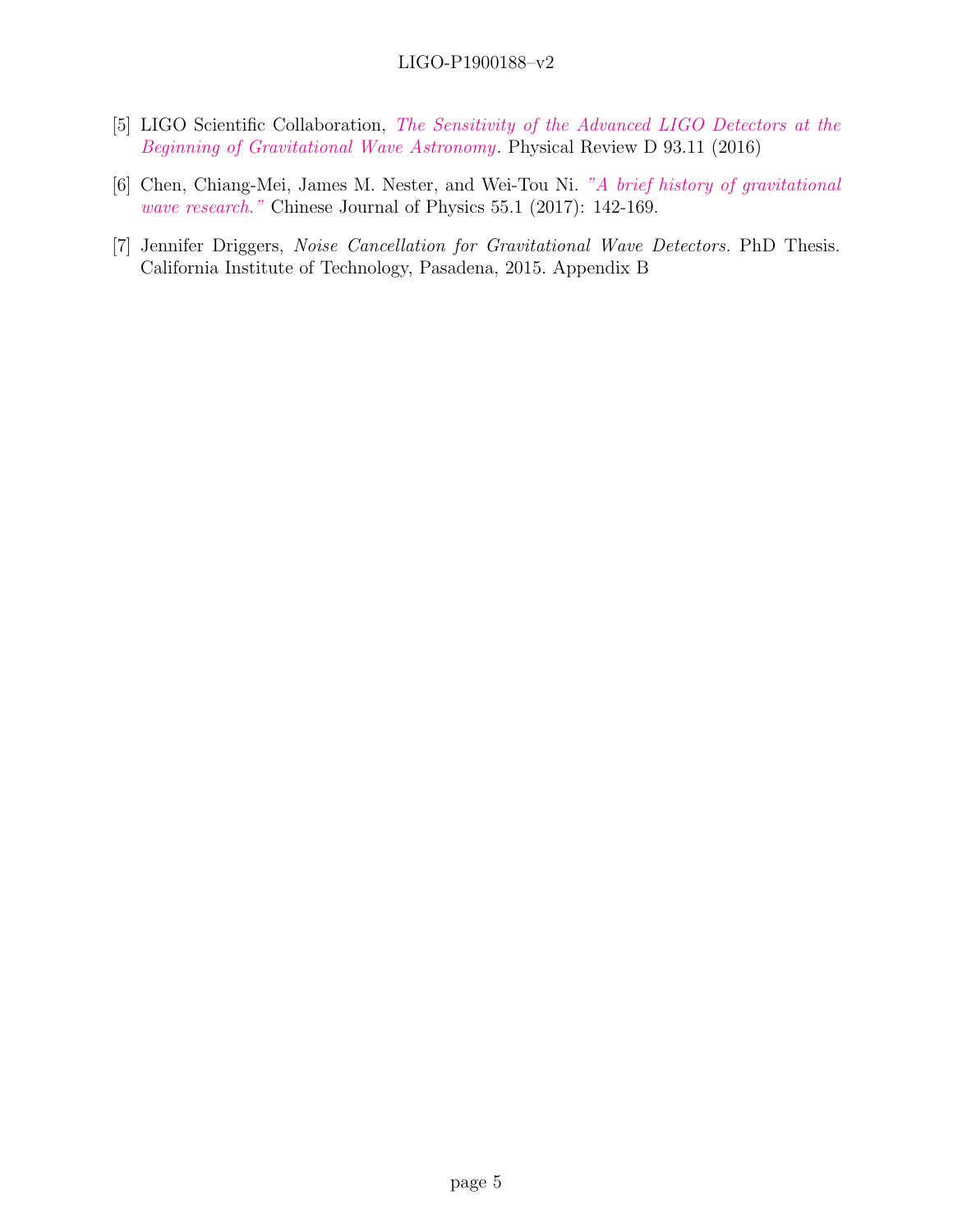[5] LIGO Scientific Collaboration, *The Sensitivity of the Advanced LIGO Detectors at the Beginning of Gravitational Wave Astronomy*. Physical Review D 93.11 (2016)

[6] Chen, Chiang-Mei, James M. Nester, and Wei-Tou Ni. *"A brief history of gravitational wave research."* Chinese Journal of Physics 55.1 (2017): 142-169.

[7] Jennifer Driggers, *Noise Cancellation for Gravitational Wave Detectors.* PhD Thesis. California Institute of Technology, Pasadena, 2015. Appendix B